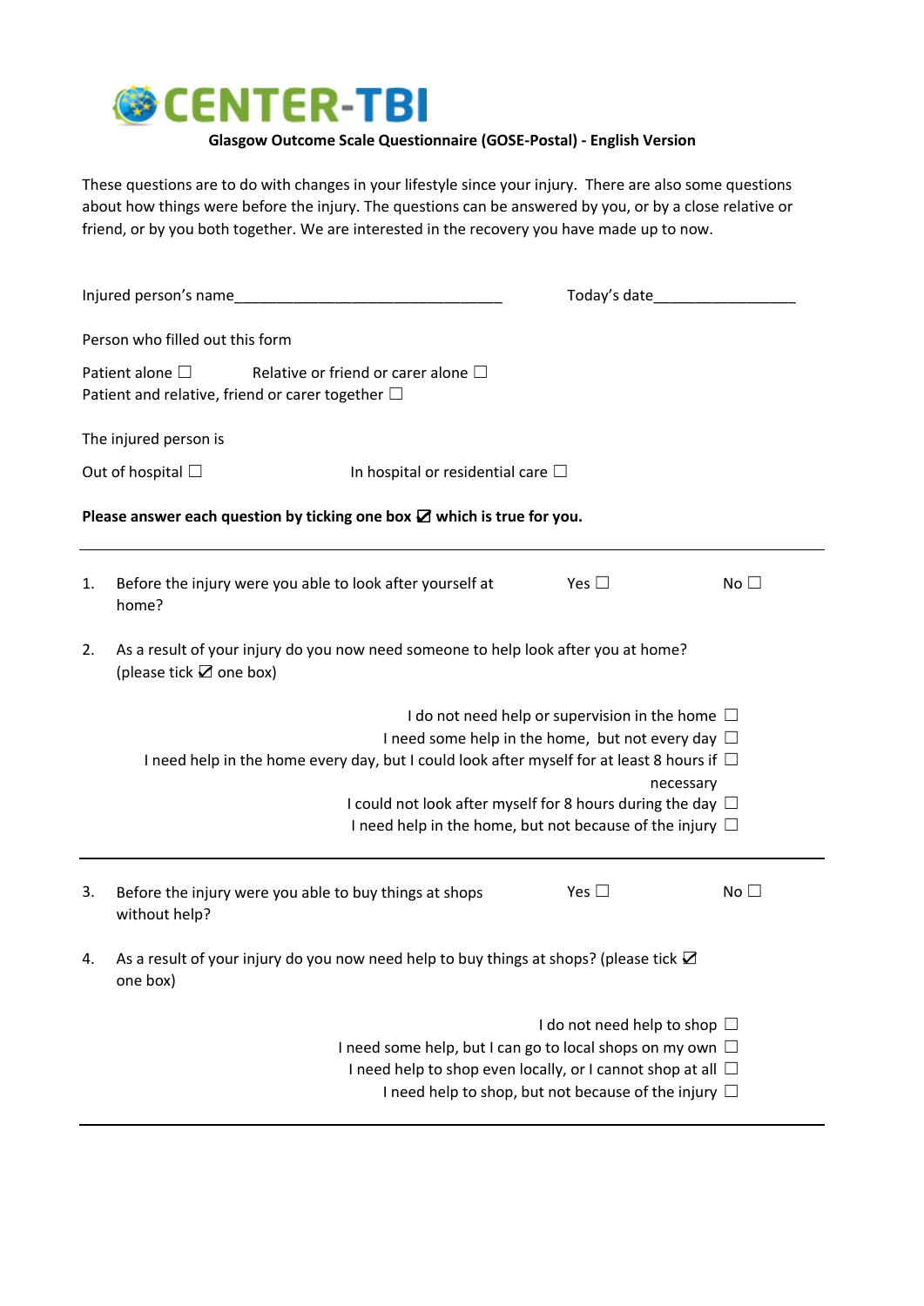# CENTER-TBI

**Glasgow Outcome Scale Questionnaire (GOSE-Postal) - English Version**

These questions are to do with changes in your lifestyle since your injury. There are also some questions about how things were before the injury. The questions can be answered by you, or by a close relative or friend, or by you both together. We are interested in the recovery you have made up to now.

Injured person's name________________________________ Today's date_________________

Person who filled out this form

Patient alone ☐ Relative or friend or carer alone ☐
Patient and relative, friend or carer together ☐

The injured person is

Out of hospital ☐ In hospital or residential care ☐

**Please answer each question by ticking one box ☑ which is true for you.**

---

1. Before the injury were you able to look after yourself at home? Yes ☐ No ☐

2. As a result of your injury do you now need someone to help look after you at home? (please tick ☑ one box)

   - I do not need help or supervision in the home ☐
   - I need some help in the home, but not every day ☐
   - I need help in the home every day, but I could look after myself for at least 8 hours if necessary ☐
   - I could not look after myself for 8 hours during the day ☐
   - I need help in the home, but not because of the injury ☐

---

3. Before the injury were you able to buy things at shops without help? Yes ☐ No ☐

4. As a result of your injury do you now need help to buy things at shops? (please tick ☑ one box)

   - I do not need help to shop ☐
   - I need some help, but I can go to local shops on my own ☐
   - I need help to shop even locally, or I cannot shop at all ☐
   - I need help to shop, but not because of the injury ☐

---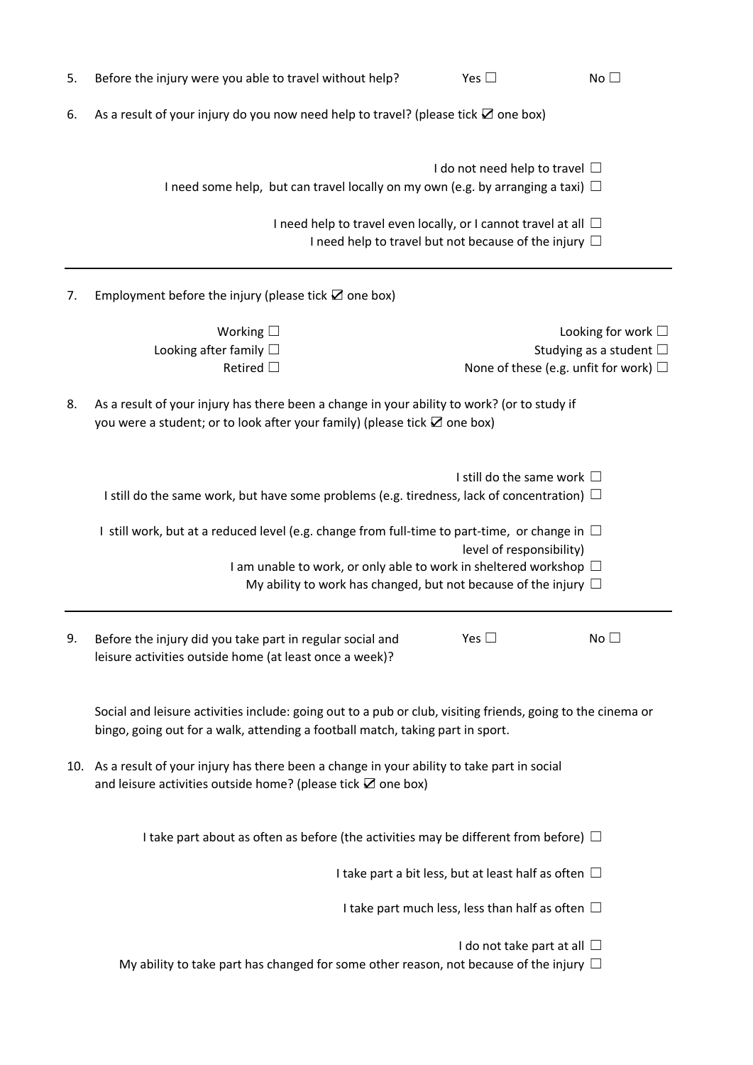5. Before the injury were you able to travel without help? Yes ☐ No ☐

6. As a result of your injury do you now need help to travel? (please tick ☑ one box)

   I do not need help to travel ☐
   
   I need some help, but can travel locally on my own (e.g. by arranging a taxi) ☐
   
   I need help to travel even locally, or I cannot travel at all ☐
   
   I need help to travel but not because of the injury ☐

---

7. Employment before the injury (please tick ☑ one box)

   Working ☐
   
   Looking after family ☐
   
   Retired ☐
   
   Looking for work ☐
   
   Studying as a student ☐
   
   None of these (e.g. unfit for work) ☐

8. As a result of your injury has there been a change in your ability to work? (or to study if you were a student; or to look after your family) (please tick ☑ one box)

   I still do the same work ☐
   
   I still do the same work, but have some problems (e.g. tiredness, lack of concentration) ☐
   
   I still work, but at a reduced level (e.g. change from full-time to part-time, or change in level of responsibility) ☐
   
   I am unable to work, or only able to work in sheltered workshop ☐
   
   My ability to work has changed, but not because of the injury ☐

---

9. Before the injury did you take part in regular social and leisure activities outside home (at least once a week)? Yes ☐ No ☐

   Social and leisure activities include: going out to a pub or club, visiting friends, going to the cinema or bingo, going out for a walk, attending a football match, taking part in sport.

10. As a result of your injury has there been a change in your ability to take part in social and leisure activities outside home? (please tick ☑ one box)

    I take part about as often as before (the activities may be different from before) ☐
    
    I take part a bit less, but at least half as often ☐
    
    I take part much less, less than half as often ☐
    
    I do not take part at all ☐
    
    My ability to take part has changed for some other reason, not because of the injury ☐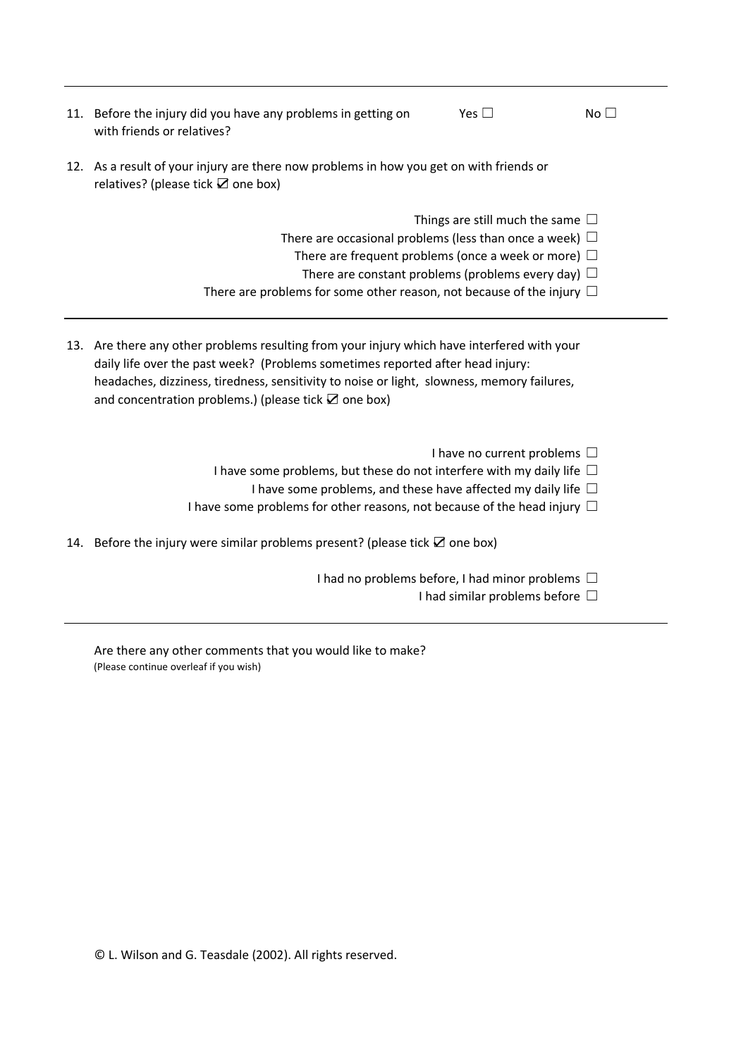---

11. Before the injury did you have any problems in getting on with friends or relatives? Yes ☐ No ☐

12. As a result of your injury are there now problems in how you get on with friends or relatives? (please tick ☑ one box)

    Things are still much the same ☐
    There are occasional problems (less than once a week) ☐
    There are frequent problems (once a week or more) ☐
    There are constant problems (problems every day) ☐
    There are problems for some other reason, not because of the injury ☐

---

13. Are there any other problems resulting from your injury which have interfered with your daily life over the past week? (Problems sometimes reported after head injury: headaches, dizziness, tiredness, sensitivity to noise or light, slowness, memory failures, and concentration problems.) (please tick ☑ one box)

    I have no current problems ☐
    I have some problems, but these do not interfere with my daily life ☐
    I have some problems, and these have affected my daily life ☐
    I have some problems for other reasons, not because of the head injury ☐

14. Before the injury were similar problems present? (please tick ☑ one box)

    I had no problems before, I had minor problems ☐
    I had similar problems before ☐

---

Are there any other comments that you would like to make?
(Please continue overleaf if you wish)

© L. Wilson and G. Teasdale (2002). All rights reserved.